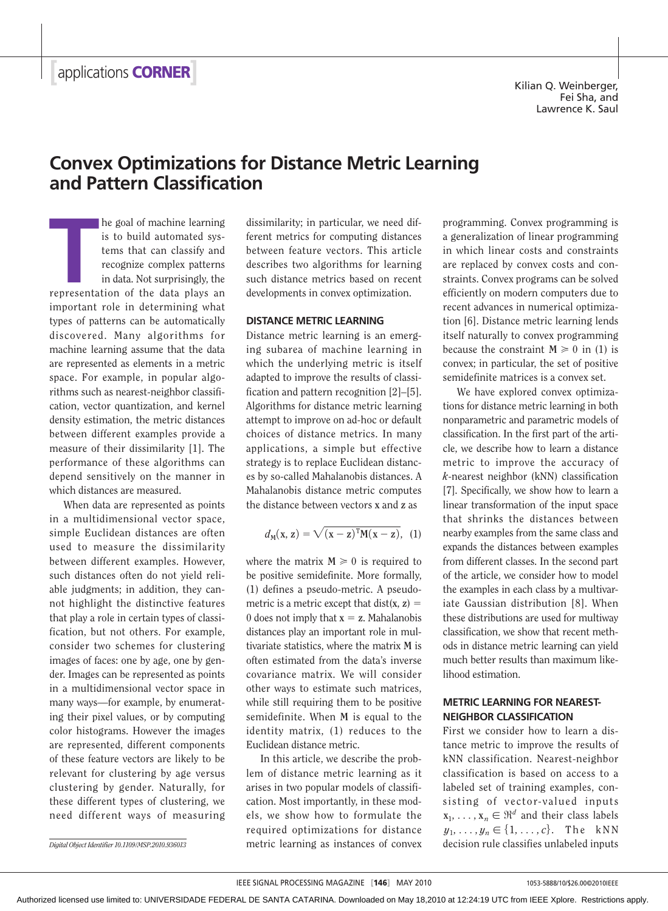# Convex Optimizations for Distance Metric Learning and Pattern Classification

Kilian Q. Weinberger, Fei Sha, and Lawrence K. Saul

The goal of machine learning is to build automated systems that can classify and recognize complex patterns in data. Not surprisingly, the representation of the data plays an important role in determining what types of patterns can be automatically discovered. Many algorithms for machine learning assume that the data are represented as elements in a metric space. For example, in popular algorithms such as nearest-neighbor classification, vector quantization, and kernel density estimation, the metric distances between different examples provide a measure of their dissimilarity [1]. The performance of these algorithms can depend sensitively on the manner in which distances are measured.

When data are represented as points in a multidimensional vector space, simple Euclidean distances are often used to measure the dissimilarity between different examples. However, such distances often do not yield reliable judgments; in addition, they cannot highlight the distinctive features that play a role in certain types of classification, but not others. For example, consider two schemes for clustering images of faces: one by age, one by gender. Images can be represented as points in a multidimensional vector space in many ways—for example, by enumerating their pixel values, or by computing color histograms. However the images are represented, different components of these feature vectors are likely to be relevant for clustering by age versus clustering by gender. Naturally, for these different types of clustering, we need different ways of measuring dissimilarity; in particular, we need different metrics for computing distances between feature vectors. This article describes two algorithms for learning such distance metrics based on recent developments in convex optimization.

## DISTANCE METRIC LEARNING

Distance metric learning is an emerging subarea of machine learning in which the underlying metric is itself adapted to improve the results of classification and pattern recognition [2]–[5]. Algorithms for distance metric learning attempt to improve on ad-hoc or default choices of distance metrics. In many applications, a simple but effective strategy is to replace Euclidean distances by so-called Mahalanobis distances. A Mahalanobis distance metric computes the distance between vectors $\mathbf{x}$ and $\mathbf{z}$ as

$$d_{\mathbf{M}}(\mathbf{x}, \mathbf{z}) = \sqrt{(\mathbf{x}-\mathbf{z})^{\mathrm{T}}\mathbf{M}(\mathbf{x}-\mathbf{z})}, \quad (1)$$

where the matrix $\mathbf{M} \succcurlyeq 0$ is required to be positive semidefinite. More formally, (1) defines a pseudo-metric. A pseudo-metric is a metric except that $\mathrm{dist}(\mathbf{x}, \mathbf{z}) = 0$ does not imply that $\mathbf{x} = \mathbf{z}$. Mahalanobis distances play an important role in multivariate statistics, where the matrix $\mathbf{M}$ is often estimated from the data's inverse covariance matrix. We will consider other ways to estimate such matrices, while still requiring them to be positive semidefinite. When $\mathbf{M}$ is equal to the identity matrix, (1) reduces to the Euclidean distance metric.

In this article, we describe the problem of distance metric learning as it arises in two popular models of classification. Most importantly, in these models, we show how to formulate the required optimizations for distance metric learning as instances of convex programming. Convex programming is a generalization of linear programming in which linear costs and constraints are replaced by convex costs and constraints. Convex programs can be solved efficiently on modern computers due to recent advances in numerical optimization [6]. Distance metric learning lends itself naturally to convex programming because the constraint $\mathbf{M} \succcurlyeq 0$ in (1) is convex; in particular, the set of positive semidefinite matrices is a convex set.

We have explored convex optimizations for distance metric learning in both nonparametric and parametric models of classification. In the first part of the article, we describe how to learn a distance metric to improve the accuracy of $k$-nearest neighbor (kNN) classification [7]. Specifically, we show how to learn a linear transformation of the input space that shrinks the distances between nearby examples from the same class and expands the distances between examples from different classes. In the second part of the article, we consider how to model the examples in each class by a multivariate Gaussian distribution [8]. When these distributions are used for multiway classification, we show that recent methods in distance metric learning can yield much better results than maximum likelihood estimation.

## METRIC LEARNING FOR NEAREST-NEIGHBOR CLASSIFICATION

First we consider how to learn a distance metric to improve the results of kNN classification. Nearest-neighbor classification is based on access to a labeled set of training examples, consisting of vector-valued inputs $\mathbf{x}_1, \ldots, \mathbf{x}_n \in \Re^d$ and their class labels $y_1, \ldots, y_n \in \{1, \ldots, c\}$. The kNN decision rule classifies unlabeled inputs

*Digital Object Identifier 10.1109/MSP.2010.936013*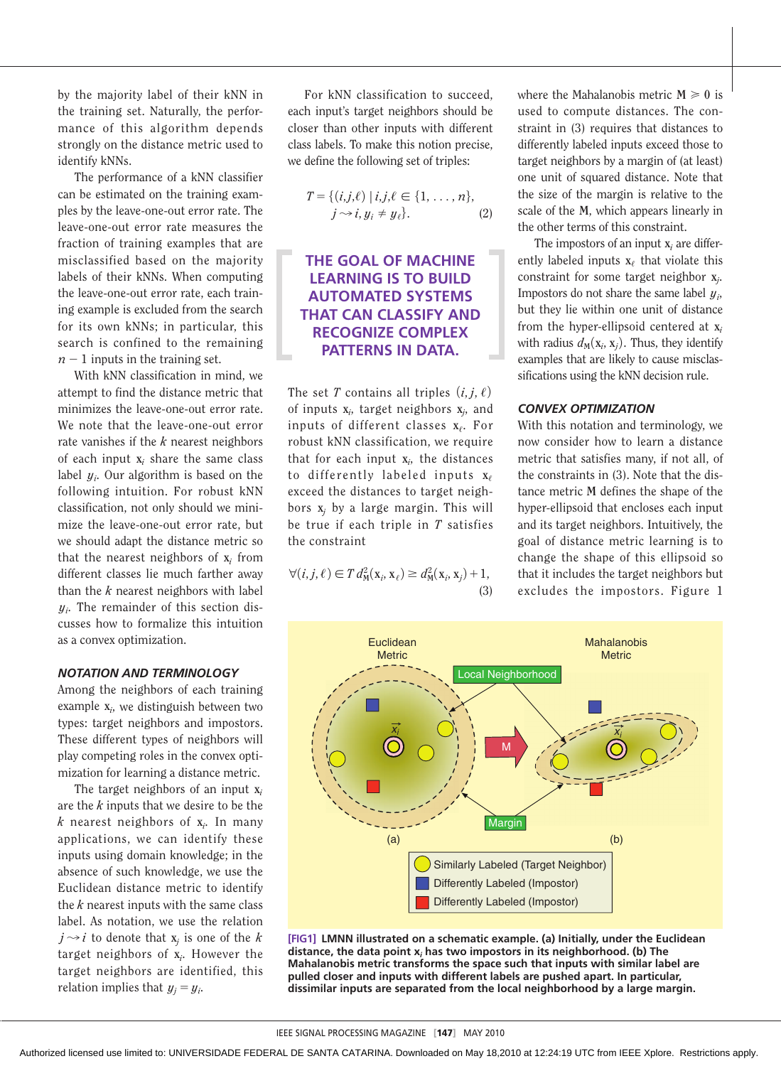by the majority label of their kNN in the training set. Naturally, the performance of this algorithm depends strongly on the distance metric used to identify kNNs.

The performance of a kNN classifier can be estimated on the training examples by the leave-one-out error rate. The leave-one-out error rate measures the fraction of training examples that are misclassified based on the majority labels of their kNNs. When computing the leave-one-out error rate, each training example is excluded from the search for its own kNNs; in particular, this search is confined to the remaining $n-1$ inputs in the training set.

With kNN classification in mind, we attempt to find the distance metric that minimizes the leave-one-out error rate. We note that the leave-one-out error rate vanishes if the $k$ nearest neighbors of each input $\mathbf{x}_i$ share the same class label $y_i$. Our algorithm is based on the following intuition. For robust kNN classification, not only should we minimize the leave-one-out error rate, but we should adapt the distance metric so that the nearest neighbors of $\mathbf{x}_i$ from different classes lie much farther away than the $k$ nearest neighbors with label $y_i$. The remainder of this section discusses how to formalize this intuition as a convex optimization.

### NOTATION AND TERMINOLOGY

Among the neighbors of each training example $\mathbf{x}_i$, we distinguish between two types: target neighbors and impostors. These different types of neighbors will play competing roles in the convex optimization for learning a distance metric.

The target neighbors of an input $\mathbf{x}_i$ are the $k$ inputs that we desire to be the $k$ nearest neighbors of $\mathbf{x}_i$. In many applications, we can identify these inputs using domain knowledge; in the absence of such knowledge, we use the Euclidean distance metric to identify the $k$ nearest inputs with the same class label. As notation, we use the relation $j \rightsquigarrow i$ to denote that $\mathbf{x}_j$ is one of the $k$ target neighbors of $\mathbf{x}_i$. However the target neighbors are identified, this relation implies that $y_j = y_i$.

For kNN classification to succeed, each input's target neighbors should be closer than other inputs with different class labels. To make this notion precise, we define the following set of triples:

$$T = \{(i,j,\ell) \mid i,j,\ell \in \{1,\ldots,n\}, \; j \rightsquigarrow i, y_i \neq y_\ell\}. \quad (2)$$

**THE GOAL OF MACHINE LEARNING IS TO BUILD AUTOMATED SYSTEMS THAT CAN CLASSIFY AND RECOGNIZE COMPLEX PATTERNS IN DATA.**

The set $T$ contains all triples $(i,j,\ell)$ of inputs $\mathbf{x}_i$, target neighbors $\mathbf{x}_j$, and inputs of different classes $\mathbf{x}_\ell$. For robust kNN classification, we require that for each input $\mathbf{x}_i$, the distances to differently labeled inputs $\mathbf{x}_\ell$ exceed the distances to target neighbors $\mathbf{x}_j$ by a large margin. This will be true if each triple in $T$ satisfies the constraint

$$\forall (i,j,\ell) \in T \; d_{\mathbf{M}}^2(\mathbf{x}_i, \mathbf{x}_\ell) \geq d_{\mathbf{M}}^2(\mathbf{x}_i, \mathbf{x}_j) + 1, \quad (3)$$

where the Mahalanobis metric $\mathbf{M} \succeq \mathbf{0}$ is used to compute distances. The constraint in (3) requires that distances to differently labeled inputs exceed those to target neighbors by a margin of (at least) one unit of squared distance. Note that the size of the margin is relative to the scale of the $\mathbf{M}$, which appears linearly in the other terms of this constraint.

The impostors of an input $\mathbf{x}_i$ are differently labeled inputs $\mathbf{x}_\ell$ that violate this constraint for some target neighbor $\mathbf{x}_j$. Impostors do not share the same label $y_i$, but they lie within one unit of distance from the hyper-ellipsoid centered at $\mathbf{x}_i$ with radius $d_{\mathbf{M}}(\mathbf{x}_i, \mathbf{x}_j)$. Thus, they identify examples that are likely to cause misclassifications using the kNN decision rule.

### CONVEX OPTIMIZATION

With this notation and terminology, we now consider how to learn a distance metric that satisfies many, if not all, of the constraints in (3). Note that the distance metric $\mathbf{M}$ defines the shape of the hyper-ellipsoid that encloses each input and its target neighbors. Intuitively, the goal of distance metric learning is to change the shape of this ellipsoid so that it includes the target neighbors but excludes the impostors. Figure 1

**[FIG1] LMNN illustrated on a schematic example. (a) Initially, under the Euclidean distance, the data point $\mathbf{x}_i$ has two impostors in its neighborhood. (b) The Mahalanobis metric transforms the space such that inputs with similar label are pulled closer and inputs with different labels are pushed apart. In particular, dissimilar inputs are separated from the local neighborhood by a large margin.**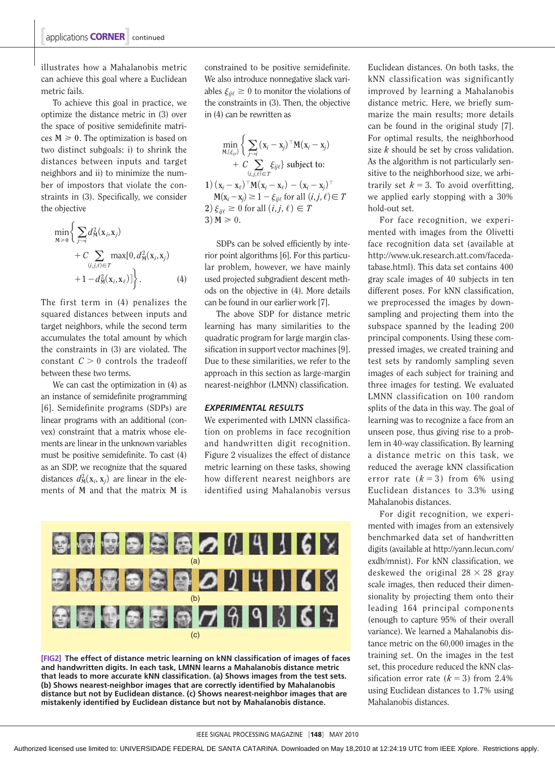illustrates how a Mahalanobis metric can achieve this goal where a Euclidean metric fails.

To achieve this goal in practice, we optimize the distance metric in (3) over the space of positive semidefinite matrices $\mathbf{M} \succeq 0$. The optimization is based on two distinct subgoals: i) to shrink the distances between inputs and target neighbors and ii) to minimize the number of impostors that violate the constraints in (3). Specifically, we consider the objective

$$\min_{\mathbf{M}\succeq 0}\Bigg\{\sum_{j\rightsquigarrow i} d^2_{\mathbf{M}}(\mathbf{x}_i,\mathbf{x}_j) + C\sum_{(i,j,\ell)\in T}\max[0, d^2_{\mathbf{M}}(\mathbf{x}_i,\mathbf{x}_j) + 1 - d^2_{\mathbf{M}}(\mathbf{x}_i,\mathbf{x}_\ell)]\Bigg\}. \tag{4}$$

The first term in (4) penalizes the squared distances between inputs and target neighbors, while the second term accumulates the total amount by which the constraints in (3) are violated. The constant $C > 0$ controls the tradeoff between these two terms.

We can cast the optimization in (4) as an instance of semidefinite programming [6]. Semidefinite programs (SDPs) are linear programs with an additional (convex) constraint that a matrix whose elements are linear in the unknown variables must be positive semidefinite. To cast (4) as an SDP, we recognize that the squared distances $d^2_{\mathbf{M}}(\mathbf{x}_i, \mathbf{x}_j)$ are linear in the elements of $\mathbf{M}$ and that the matrix $\mathbf{M}$ is constrained to be positive semidefinite. We also introduce nonnegative slack variables $\xi_{ij\ell} \geq 0$ to monitor the violations of the constraints in (3). Then, the objective in (4) can be rewritten as

$$\min_{\mathbf{M},\{\xi_{ij\ell}\}}\Bigg\{\sum_{j\rightsquigarrow i}(\mathbf{x}_i-\mathbf{x}_j)^\top\mathbf{M}(\mathbf{x}_i-\mathbf{x}_j) + C\sum_{(i,j,\ell)\in T}\xi_{ij\ell}\Bigg\} \text{ subject to:}$$

1) $(\mathbf{x}_i-\mathbf{x}_\ell)^\top\mathbf{M}(\mathbf{x}_i-\mathbf{x}_\ell) - (\mathbf{x}_i-\mathbf{x}_j)^\top\mathbf{M}(\mathbf{x}_i-\mathbf{x}_j) \geq 1-\xi_{ij\ell}$ for all $(i,j,\ell)\in T$
2) $\xi_{ij\ell} \geq 0$ for all $(i,j,\ell)\in T$
3) $\mathbf{M} \succeq 0$.

SDPs can be solved efficiently by interior point algorithms [6]. For this particular problem, however, we have mainly used projected subgradient descent methods on the objective in (4). More details can be found in our earlier work [7].

The above SDP for distance metric learning has many similarities to the quadratic program for large margin classification in support vector machines [9]. Due to these similarities, we refer to the approach in this section as large-margin nearest-neighbor (LMNN) classification.

## EXPERIMENTAL RESULTS

We experimented with LMNN classification on problems in face recognition and handwritten digit recognition. Figure 2 visualizes the effect of distance metric learning on these tasks, showing how different nearest neighbors are identified using Mahalanobis versus Euclidean distances. On both tasks, the kNN classification was significantly improved by learning a Mahalanobis distance metric. Here, we briefly summarize the main results; more details can be found in the original study [7]. For optimal results, the neighborhood size $k$ should be set by cross validation. As the algorithm is not particularly sensitive to the neighborhood size, we arbitrarily set $k = 3$. To avoid overfitting, we applied early stopping with a 30% hold-out set.

For face recognition, we experimented with images from the Olivetti face recognition data set (available at http://www.uk.research.att.com/facedatabase.html). This data set contains 400 gray scale images of 40 subjects in ten different poses. For kNN classification, we preprocessed the images by downsampling and projecting them into the subspace spanned by the leading 200 principal components. Using these compressed images, we created training and test sets by randomly sampling seven images of each subject for training and three images for testing. We evaluated LMNN classification on 100 random splits of the data in this way. The goal of learning was to recognize a face from an unseen pose, thus giving rise to a problem in 40-way classification. By learning a distance metric on this task, we reduced the average kNN classification error rate ($k = 3$) from 6% using Euclidean distances to 3.3% using Mahalanobis distances.

For digit recognition, we experimented with images from an extensively benchmarked data set of handwritten digits (available at http://yann.lecun.com/exdb/mnist). For kNN classification, we deskewed the original $28 \times 28$ gray scale images, then reduced their dimensionality by projecting them onto their leading 164 principal components (enough to capture 95% of their overall variance). We learned a Mahalanobis distance metric on the 60,000 images in the training set. On the images in the test set, this procedure reduced the kNN classification error rate ($k = 3$) from 2.4% using Euclidean distances to 1.7% using Mahalanobis distances.

**[FIG2] The effect of distance metric learning on kNN classification of images of faces and handwritten digits. In each task, LMNN learns a Mahalanobis distance metric that leads to more accurate kNN classification. (a) Shows images from the test sets. (b) Shows nearest-neighbor images that are correctly identified by Mahalanobis distance but not by Euclidean distance. (c) Shows nearest-neighbor images that are mistakenly identified by Euclidean distance but not by Mahalanobis distance.**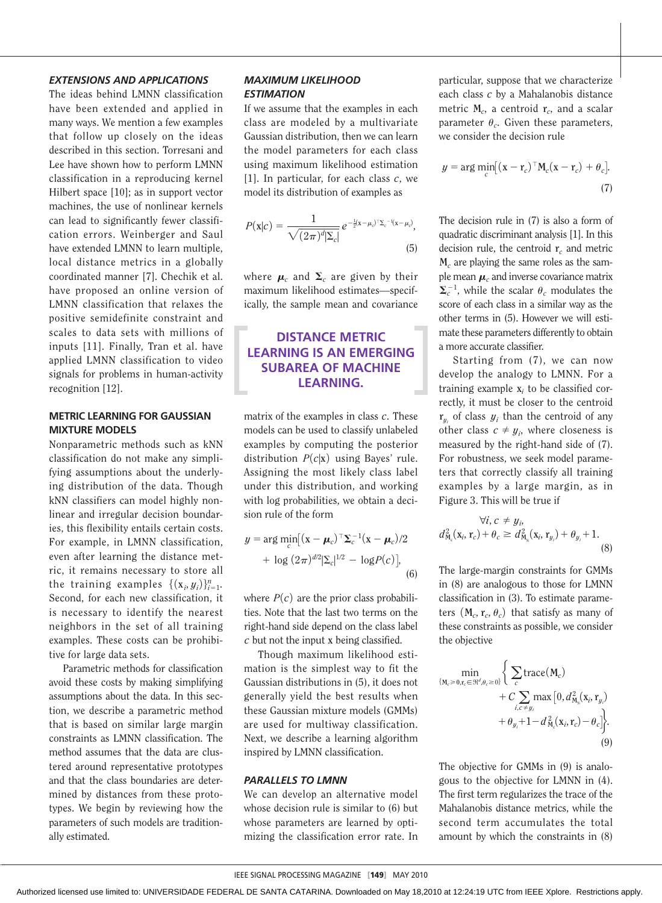### EXTENSIONS AND APPLICATIONS

The ideas behind LMNN classification have been extended and applied in many ways. We mention a few examples that follow up closely on the ideas described in this section. Torresani and Lee have shown how to perform LMNN classification in a reproducing kernel Hilbert space [10]; as in support vector machines, the use of nonlinear kernels can lead to significantly fewer classification errors. Weinberger and Saul have extended LMNN to learn multiple, local distance metrics in a globally coordinated manner [7]. Chechik et al. have proposed an online version of LMNN classification that relaxes the positive semidefinite constraint and scales to data sets with millions of inputs [11]. Finally, Tran et al. have applied LMNN classification to video signals for problems in human-activity recognition [12].

### METRIC LEARNING FOR GAUSSIAN MIXTURE MODELS

Nonparametric methods such as kNN classification do not make any simplifying assumptions about the underlying distribution of the data. Though kNN classifiers can model highly nonlinear and irregular decision boundaries, this flexibility entails certain costs. For example, in LMNN classification, even after learning the distance metric, it remains necessary to store all the training examples $\{(\mathbf{x}_i, y_i)\}_{i=1}^n$. Second, for each new classification, it is necessary to identify the nearest neighbors in the set of all training examples. These costs can be prohibitive for large data sets.

Parametric methods for classification avoid these costs by making simplifying assumptions about the data. In this section, we describe a parametric method that is based on similar large margin constraints as LMNN classification. The method assumes that the data are clustered around representative prototypes and that the class boundaries are determined by distances from these prototypes. We begin by reviewing how the parameters of such models are traditionally estimated.

### MAXIMUM LIKELIHOOD ESTIMATION

If we assume that the examples in each class are modeled by a multivariate Gaussian distribution, then we can learn the model parameters for each class using maximum likelihood estimation [1]. In particular, for each class $c$, we model its distribution of examples as

$$P(\mathbf{x}|c) = \frac{1}{\sqrt{(2\pi)^d |\boldsymbol{\Sigma}_c|}} e^{-\frac{1}{2}(\mathbf{x}-\boldsymbol{\mu}_c)^\top \boldsymbol{\Sigma}_c^{-1}(\mathbf{x}-\boldsymbol{\mu}_c)}, \tag{5}$$

where $\boldsymbol{\mu}_c$ and $\boldsymbol{\Sigma}_c$ are given by their maximum likelihood estimates—specifically, the sample mean and covariance matrix of the examples in class $c$. These models can be used to classify unlabeled examples by computing the posterior distribution $P(c|\mathbf{x})$ using Bayes' rule. Assigning the most likely class label under this distribution, and working with log probabilities, we obtain a decision rule of the form

$$y = \arg\min_c \big[(\mathbf{x} - \boldsymbol{\mu}_c)^\top \boldsymbol{\Sigma}_c^{-1} (\mathbf{x} - \boldsymbol{\mu}_c)/2 + \log (2\pi)^{d/2} |\boldsymbol{\Sigma}_c|^{1/2} - \log P(c)\big], \tag{6}$$

where $P(c)$ are the prior class probabilities. Note that the last two terms on the right-hand side depend on the class label $c$ but not the input $\mathbf{x}$ being classified.

Though maximum likelihood estimation is the simplest way to fit the Gaussian distributions in (5), it does not generally yield the best results when these Gaussian mixture models (GMMs) are used for multiway classification. Next, we describe a learning algorithm inspired by LMNN classification.

**DISTANCE METRIC LEARNING IS AN EMERGING SUBAREA OF MACHINE LEARNING.**

### PARALLELS TO LMNN

We can develop an alternative model whose decision rule is similar to (6) but whose parameters are learned by optimizing the classification error rate. In particular, suppose that we characterize each class $c$ by a Mahalanobis distance metric $\mathbf{M}_c$, a centroid $\mathbf{r}_c$, and a scalar parameter $\theta_c$. Given these parameters, we consider the decision rule

$$y = \arg\min_c \big[(\mathbf{x} - \mathbf{r}_c)^\top \mathbf{M}_c (\mathbf{x} - \mathbf{r}_c) + \theta_c\big]. \tag{7}$$

The decision rule in (7) is also a form of quadratic discriminant analysis [1]. In this decision rule, the centroid $\mathbf{r}_c$ and metric $\mathbf{M}_c$ are playing the same roles as the sample mean $\boldsymbol{\mu}_c$ and inverse covariance matrix $\boldsymbol{\Sigma}_c^{-1}$, while the scalar $\theta_c$ modulates the score of each class in a similar way as the other terms in (5). However we will estimate these parameters differently to obtain a more accurate classifier.

Starting from (7), we can now develop the analogy to LMNN. For a training example $\mathbf{x}_i$ to be classified correctly, it must be closer to the centroid $\mathbf{r}_{y_i}$ of class $y_i$ than the centroid of any other class $c \neq y_i$, where closeness is measured by the right-hand side of (7). For robustness, we seek model parameters that correctly classify all training examples by a large margin, as in Figure 3. This will be true if

$$\forall i, c \neq y_i, \quad d^2_{\mathbf{M}_c}(\mathbf{x}_i, \mathbf{r}_c) + \theta_c \geq d^2_{\mathbf{M}_{y_i}}(\mathbf{x}_i, \mathbf{r}_{y_i}) + \theta_{y_i} + 1. \tag{8}$$

The large-margin constraints for GMMs in (8) are analogous to those for LMNN classification in (3). To estimate parameters $(\mathbf{M}_c, \mathbf{r}_c, \theta_c)$ that satisfy as many of these constraints as possible, we consider the objective

$$\min_{\{\mathbf{M}_c \succeq 0, \mathbf{r}_c \in \Re^d, \theta_c \geq 0\}} \Big\{ \sum_c \mathrm{trace}(\mathbf{M}_c) + C \sum_{i, c \neq y_i} \max\big[0, d^2_{\mathbf{M}_{y_i}}(\mathbf{x}_i, \mathbf{r}_{y_i}) + \theta_{y_i} + 1 - d^2_{\mathbf{M}_c}(\mathbf{x}_i, \mathbf{r}_c) - \theta_c\big] \Big\}. \tag{9}$$

The objective for GMMs in (9) is analogous to the objective for LMNN in (4). The first term regularizes the trace of the Mahalanobis distance metrics, while the second term accumulates the total amount by which the constraints in (8)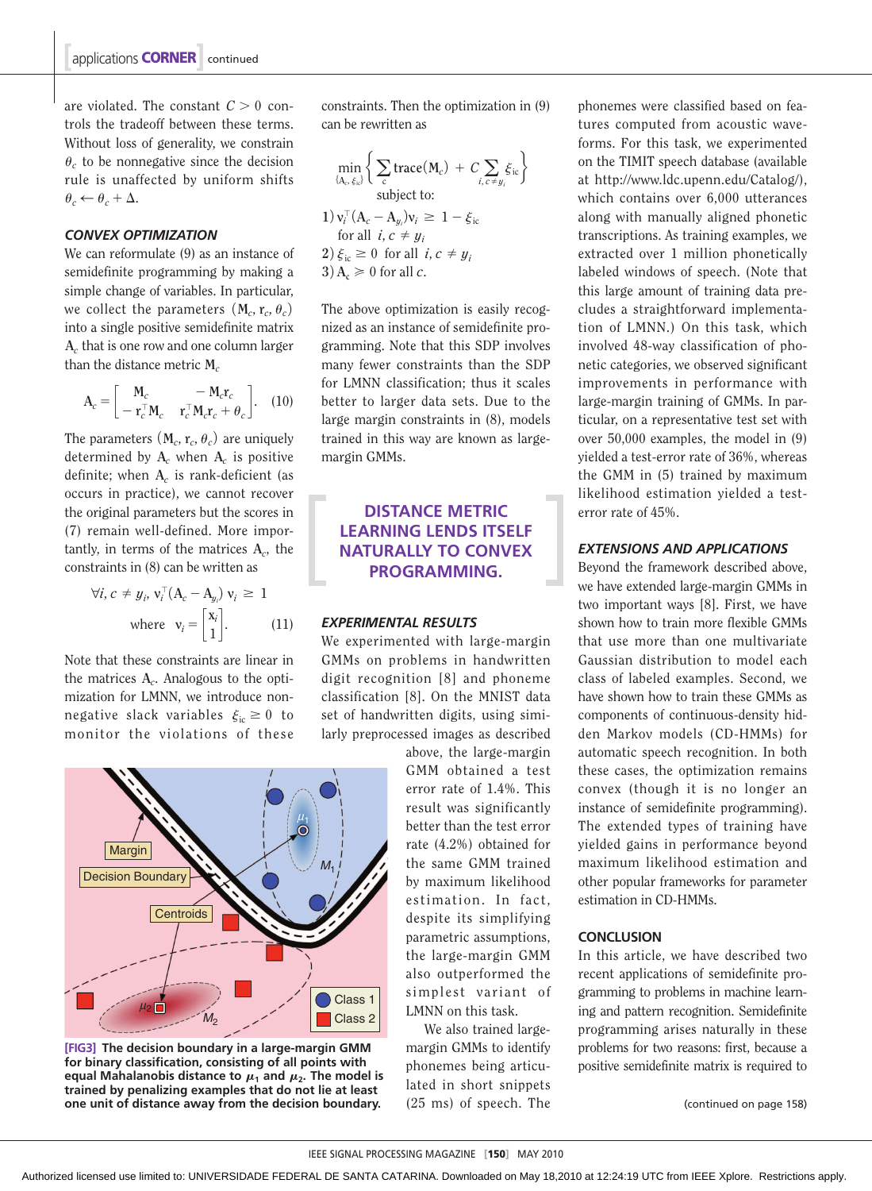are violated. The constant $C > 0$ controls the tradeoff between these terms. Without loss of generality, we constrain $\theta_c$ to be nonnegative since the decision rule is unaffected by uniform shifts $\theta_c \leftarrow \theta_c + \Delta$.

### CONVEX OPTIMIZATION

We can reformulate (9) as an instance of semidefinite programming by making a simple change of variables. In particular, we collect the parameters $(\mathrm{M}_c, \mathrm{r}_c, \theta_c)$ into a single positive semidefinite matrix $\mathrm{A}_c$ that is one row and one column larger than the distance metric $\mathrm{M}_c$

$$\mathrm{A}_c = \begin{bmatrix} \mathrm{M}_c & -\mathrm{M}_c \mathrm{r}_c \\ -\mathrm{r}_c^\top \mathrm{M}_c & \mathrm{r}_c^\top \mathrm{M}_c \mathrm{r}_c + \theta_c \end{bmatrix}. \quad (10)$$

The parameters $(\mathrm{M}_c, \mathrm{r}_c, \theta_c)$ are uniquely determined by $\mathrm{A}_c$ when $\mathrm{A}_c$ is positive definite; when $\mathrm{A}_c$ is rank-deficient (as occurs in practice), we cannot recover the original parameters but the scores in (7) remain well-defined. More importantly, in terms of the matrices $\mathrm{A}_c$, the constraints in (8) can be written as

$$\forall i, c \neq y_i,\ \mathrm{v}_i^\top (\mathrm{A}_c - \mathrm{A}_{y_i})\, \mathrm{v}_i \geq 1 \quad \text{where} \quad \mathrm{v}_i = \begin{bmatrix} \mathrm{x}_i \\ 1 \end{bmatrix}. \quad (11)$$

Note that these constraints are linear in the matrices $\mathrm{A}_c$. Analogous to the optimization for LMNN, we introduce nonnegative slack variables $\xi_{ic} \geq 0$ to monitor the violations of these constraints. Then the optimization in (9) can be rewritten as

$$\min_{\{\mathrm{A}_c, \xi_{ic}\}} \left\{ \sum_c \mathrm{trace}(\mathrm{M}_c) + C \sum_{i, c \neq y_i} \xi_{ic} \right\}$$

subject to:

1) $\mathrm{v}_i^\top (\mathrm{A}_c - \mathrm{A}_{y_i}) \mathrm{v}_i \geq 1 - \xi_{ic}$ for all $i, c \neq y_i$
2) $\xi_{ic} \geq 0$ for all $i, c \neq y_i$
3) $\mathrm{A}_c \succeq 0$ for all $c$.

The above optimization is easily recognized as an instance of semidefinite programming. Note that this SDP involves many fewer constraints than the SDP for LMNN classification; thus it scales better to larger data sets. Due to the large margin constraints in (8), models trained in this way are known as large-margin GMMs.

**DISTANCE METRIC LEARNING LENDS ITSELF NATURALLY TO CONVEX PROGRAMMING.**

### EXPERIMENTAL RESULTS

We experimented with large-margin GMMs on problems in handwritten digit recognition [8] and phoneme classification [8]. On the MNIST data set of handwritten digits, using similarly preprocessed images as described above, the large-margin GMM obtained a test error rate of 1.4%. This result was significantly better than the test error rate (4.2%) obtained for the same GMM trained by maximum likelihood estimation. In fact, despite its simplifying parametric assumptions, the large-margin GMM also outperformed the simplest variant of LMNN on this task.

We also trained large-margin GMMs to identify phonemes being articulated in short snippets (25 ms) of speech. The phonemes were classified based on features computed from acoustic waveforms. For this task, we experimented on the TIMIT speech database (available at http://www.ldc.upenn.edu/Catalog/), which contains over 6,000 utterances along with manually aligned phonetic transcriptions. As training examples, we extracted over 1 million phonetically labeled windows of speech. (Note that this large amount of training data precludes a straightforward implementation of LMNN.) On this task, which involved 48-way classification of phonetic categories, we observed significant improvements in performance with large-margin training of GMMs. In particular, on a representative test set with over 50,000 examples, the model in (9) yielded a test-error rate of 36%, whereas the GMM in (5) trained by maximum likelihood estimation yielded a test-error rate of 45%.

[FIG3] The decision boundary in a large-margin GMM for binary classification, consisting of all points with equal Mahalanobis distance to $\mu_1$ and $\mu_2$. The model is trained by penalizing examples that do not lie at least one unit of distance away from the decision boundary.

### EXTENSIONS AND APPLICATIONS

Beyond the framework described above, we have extended large-margin GMMs in two important ways [8]. First, we have shown how to train more flexible GMMs that use more than one multivariate Gaussian distribution to model each class of labeled examples. Second, we have shown how to train these GMMs as components of continuous-density hidden Markov models (CD-HMMs) for automatic speech recognition. In both these cases, the optimization remains convex (though it is no longer an instance of semidefinite programming). The extended types of training have yielded gains in performance beyond maximum likelihood estimation and other popular frameworks for parameter estimation in CD-HMMs.

### CONCLUSION

In this article, we have described two recent applications of semidefinite programming to problems in machine learning and pattern recognition. Semidefinite programming arises naturally in these problems for two reasons: first, because a positive semidefinite matrix is required to

(continued on page 158)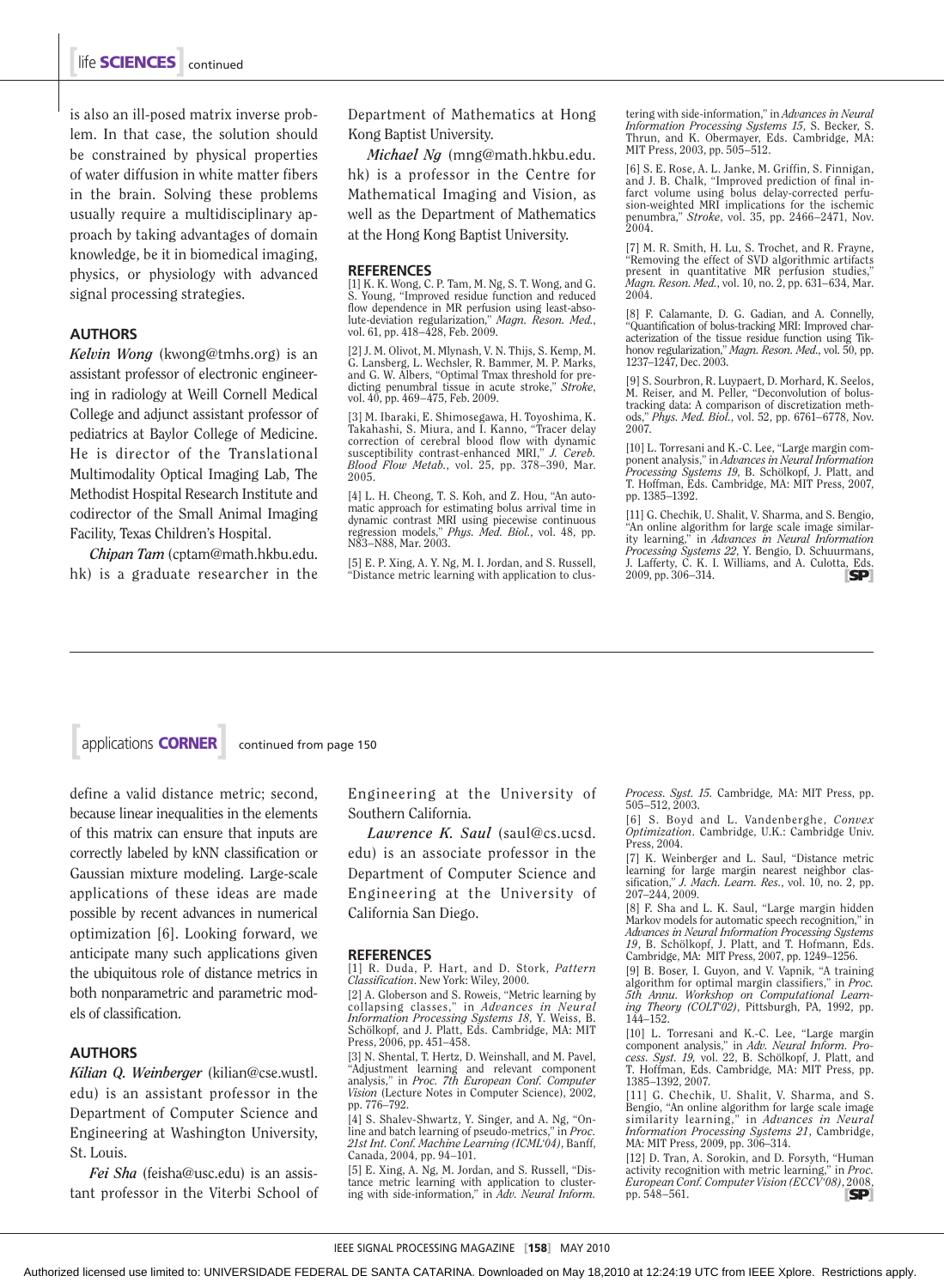is also an ill-posed matrix inverse problem. In that case, the solution should be constrained by physical properties of water diffusion in white matter fibers in the brain. Solving these problems usually require a multidisciplinary approach by taking advantages of domain knowledge, be it in biomedical imaging, physics, or physiology with advanced signal processing strategies.

## AUTHORS

***Kelvin Wong*** (kwong@tmhs.org) is an assistant professor of electronic engineering in radiology at Weill Cornell Medical College and adjunct assistant professor of pediatrics at Baylor College of Medicine. He is director of the Translational Multimodality Optical Imaging Lab, The Methodist Hospital Research Institute and codirector of the Small Animal Imaging Facility, Texas Children's Hospital.

***Chipan Tam*** (cptam@math.hkbu.edu.hk) is a graduate researcher in the Department of Mathematics at Hong Kong Baptist University.

***Michael Ng*** (mng@math.hkbu.edu.hk) is a professor in the Centre for Mathematical Imaging and Vision, as well as the Department of Mathematics at the Hong Kong Baptist University.

## REFERENCES

[1] K. K. Wong, C. P. Tam, M. Ng, S. T. Wong, and G. S. Young, "Improved residue function and reduced flow dependence in MR perfusion using least-absolute-deviation regularization," *Magn. Reson. Med.*, vol. 61, pp. 418–428, Feb. 2009.

[2] J. M. Olivot, M. Mlynash, V. N. Thijs, S. Kemp, M. G. Lansberg, L. Wechsler, R. Bammer, M. P. Marks, and G. W. Albers, "Optimal Tmax threshold for predicting penumbral tissue in acute stroke," *Stroke*, vol. 40, pp. 469–475, Feb. 2009.

[3] M. Ibaraki, E. Shimosegawa, H. Toyoshima, K. Takahashi, S. Miura, and I. Kanno, "Tracer delay correction of cerebral blood flow with dynamic susceptibility contrast-enhanced MRI," *J. Cereb. Blood Flow Metab.*, vol. 25, pp. 378–390, Mar. 2005.

[4] L. H. Cheong, T. S. Koh, and Z. Hou, "An automatic approach for estimating bolus arrival time in dynamic contrast MRI using piecewise continuous regression models," *Phys. Med. Biol.*, vol. 48, pp. N83–N88, Mar. 2003.

[5] E. P. Xing, A. Y. Ng, M. I. Jordan, and S. Russell, "Distance metric learning with application to clustering with side-information," in *Advances in Neural Information Processing Systems 15*, S. Becker, S. Thrun, and K. Obermayer, Eds. Cambridge, MA: MIT Press, 2003, pp. 505–512.

[6] S. E. Rose, A. L. Janke, M. Griffin, S. Finnigan, and J. B. Chalk, "Improved prediction of final infarct volume using bolus delay-corrected perfusion-weighted MRI implications for the ischemic penumbra," *Stroke*, vol. 35, pp. 2466–2471, Nov. 2004.

[7] M. R. Smith, H. Lu, S. Trochet, and R. Frayne, "Removing the effect of SVD algorithmic artifacts present in quantitative MR perfusion studies," *Magn. Reson. Med.*, vol. 10, no. 2, pp. 631–634, Mar. 2004.

[8] F. Calamante, D. G. Gadian, and A. Connelly, "Quantification of bolus-tracking MRI: Improved characterization of the tissue residue function using Tikhonov regularization," *Magn. Reson. Med.*, vol. 50, pp. 1237–1247, Dec. 2003.

[9] S. Sourbron, R. Luypaert, D. Morhard, K. Seelos, M. Reiser, and M. Peller, "Deconvolution of bolus-tracking data: A comparison of discretization methods," *Phys. Med. Biol.*, vol. 52, pp. 6761–6778, Nov. 2007.

[10] L. Torresani and K.-C. Lee, "Large margin component analysis," in *Advances in Neural Information Processing Systems 19*, B. Schölkopf, J. Platt, and T. Hoffman, Eds. Cambridge, MA: MIT Press, 2007, pp. 1385–1392.

[11] G. Chechik, U. Shalit, V. Sharma, and S. Bengio, "An online algorithm for large scale image similarity learning," in *Advances in Neural Information Processing Systems 22*, Y. Bengio, D. Schuurmans, J. Lafferty, C. K. I. Williams, and A. Culotta, Eds. 2009, pp. 306–314.

# applications CORNER continued from page 150

define a valid distance metric; second, because linear inequalities in the elements of this matrix can ensure that inputs are correctly labeled by kNN classification or Gaussian mixture modeling. Large-scale applications of these ideas are made possible by recent advances in numerical optimization [6]. Looking forward, we anticipate many such applications given the ubiquitous role of distance metrics in both nonparametric and parametric models of classification.

## AUTHORS

***Kilian Q. Weinberger*** (kilian@cse.wustl.edu) is an assistant professor in the Department of Computer Science and Engineering at Washington University, St. Louis.

***Fei Sha*** (feisha@usc.edu) is an assistant professor in the Viterbi School of Engineering at the University of Southern California.

***Lawrence K. Saul*** (saul@cs.ucsd.edu) is an associate professor in the Department of Computer Science and Engineering at the University of California San Diego.

## REFERENCES

[1] R. Duda, P. Hart, and D. Stork, *Pattern Classification*. New York: Wiley, 2000.

[2] A. Globerson and S. Roweis, "Metric learning by collapsing classes," in *Advances in Neural Information Processing Systems 18*, Y. Weiss, B. Schölkopf, and J. Platt, Eds. Cambridge, MA: MIT Press, 2006, pp. 451–458.

[3] N. Shental, T. Hertz, D. Weinshall, and M. Pavel, "Adjustment learning and relevant component analysis," in *Proc. 7th European Conf. Computer Vision* (Lecture Notes in Computer Science), 2002, pp. 776–792.

[4] S. Shalev-Shwartz, Y. Singer, and A. Ng, "Online and batch learning of pseudo-metrics," in *Proc. 21st Int. Conf. Machine Learning (ICML'04)*, Banff, Canada, 2004, pp. 94–101.

[5] E. Xing, A. Ng, M. Jordan, and S. Russell, "Distance metric learning with application to clustering with side-information," in *Adv. Neural Inform. Process. Syst. 15*. Cambridge, MA: MIT Press, pp. 505–512, 2003.

[6] S. Boyd and L. Vandenberghe, *Convex Optimization*. Cambridge, U.K.: Cambridge Univ. Press, 2004.

[7] K. Weinberger and L. Saul, "Distance metric learning for large margin nearest neighbor classification," *J. Mach. Learn. Res.*, vol. 10, no. 2, pp. 207–244, 2009.

[8] F. Sha and L. K. Saul, "Large margin hidden Markov models for automatic speech recognition," in *Advances in Neural Information Processing Systems 19*, B. Schölkopf, J. Platt, and T. Hofmann, Eds. Cambridge, MA: MIT Press, 2007, pp. 1249–1256.

[9] B. Boser, I. Guyon, and V. Vapnik, "A training algorithm for optimal margin classifiers," in *Proc. 5th Annu. Workshop on Computational Learning Theory (COLT'02)*, Pittsburgh, PA, 1992, pp. 144–152.

[10] L. Torresani and K.-C. Lee, "Large margin component analysis," in *Adv. Neural Inform. Process. Syst. 19*, vol. 22, B. Schölkopf, J. Platt, and T. Hoffman, Eds. Cambridge, MA: MIT Press, pp. 1385–1392, 2007.

[11] G. Chechik, U. Shalit, V. Sharma, and S. Bengio, "An online algorithm for large scale image similarity learning," in *Advances in Neural Information Processing Systems 21*, Cambridge, MA: MIT Press, 2009, pp. 306–314.

[12] D. Tran, A. Sorokin, and D. Forsyth, "Human activity recognition with metric learning," in *Proc. European Conf. Computer Vision (ECCV'08)*, 2008, pp. 548–561.